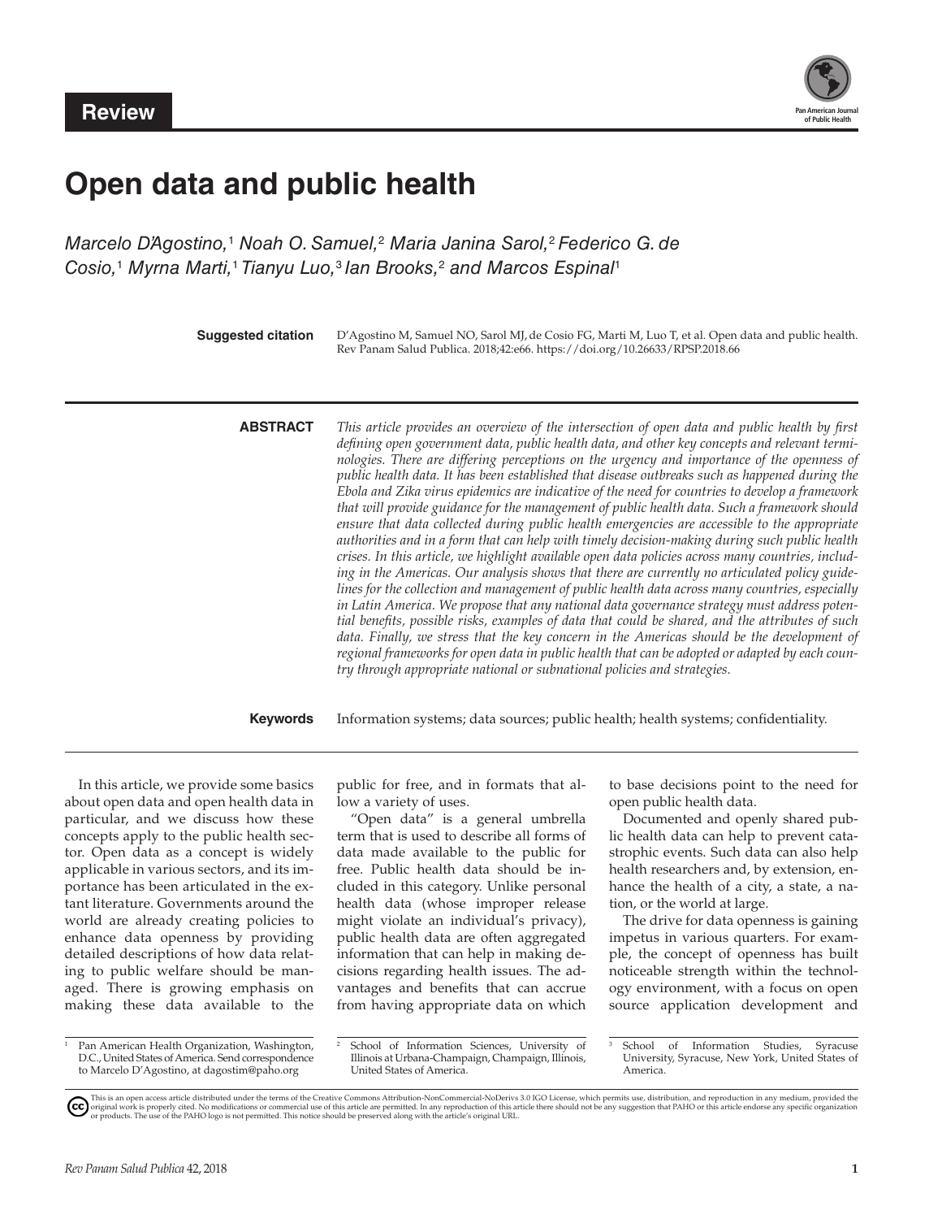**Review**

# Open data and public health

*Marcelo D'Agostino,[1] Noah O. Samuel,[2] Maria Janina Sarol,[2] Federico G. de Cosio,[1] Myrna Marti,[1] Tianyu Luo,[3] Ian Brooks,[2] and Marcos Espinal[1]*

**Suggested citation** D'Agostino M, Samuel NO, Sarol MJ, de Cosio FG, Marti M, Luo T, et al. Open data and public health. Rev Panam Salud Publica. 2018;42:e66. https://doi.org/10.26633/RPSP.2018.66

**ABSTRACT** *This article provides an overview of the intersection of open data and public health by first defining open government data, public health data, and other key concepts and relevant terminologies. There are differing perceptions on the urgency and importance of the openness of public health data. It has been established that disease outbreaks such as happened during the Ebola and Zika virus epidemics are indicative of the need for countries to develop a framework that will provide guidance for the management of public health data. Such a framework should ensure that data collected during public health emergencies are accessible to the appropriate authorities and in a form that can help with timely decision-making during such public health crises. In this article, we highlight available open data policies across many countries, including in the Americas. Our analysis shows that there are currently no articulated policy guidelines for the collection and management of public health data across many countries, especially in Latin America. We propose that any national data governance strategy must address potential benefits, possible risks, examples of data that could be shared, and the attributes of such data. Finally, we stress that the key concern in the Americas should be the development of regional frameworks for open data in public health that can be adopted or adapted by each country through appropriate national or subnational policies and strategies.*

**Keywords** Information systems; data sources; public health; health systems; confidentiality.

In this article, we provide some basics about open data and open health data in particular, and we discuss how these concepts apply to the public health sector. Open data as a concept is widely applicable in various sectors, and its importance has been articulated in the extant literature. Governments around the world are already creating policies to enhance data openness by providing detailed descriptions of how data relating to public welfare should be managed. There is growing emphasis on making these data available to the public for free, and in formats that allow a variety of uses.

"Open data" is a general umbrella term that is used to describe all forms of data made available to the public for free. Public health data should be included in this category. Unlike personal health data (whose improper release might violate an individual's privacy), public health data are often aggregated information that can help in making decisions regarding health issues. The advantages and benefits that can accrue from having appropriate data on which to base decisions point to the need for open public health data.

Documented and openly shared public health data can help to prevent catastrophic events. Such data can also help health researchers and, by extension, enhance the health of a city, a state, a nation, or the world at large.

The drive for data openness is gaining impetus in various quarters. For example, the concept of openness has built noticeable strength within the technology environment, with a focus on open source application development and

[1] Pan American Health Organization, Washington, D.C., United States of America. Send correspondence to Marcelo D'Agostino, at dagostim@paho.org

[2] School of Information Sciences, University of Illinois at Urbana-Champaign, Champaign, Illinois, United States of America.

[3] School of Information Studies, Syracuse University, Syracuse, New York, United States of America.

This is an open access article distributed under the terms of the Creative Commons Attribution-NonCommercial-NoDerivs 3.0 IGO License, which permits use, distribution, and reproduction in any medium, provided the original work is properly cited. No modifications or commercial use of this article are permitted. In any reproduction of this article there should not be any suggestion that PAHO or this article endorse any specific organization or products. The use of the PAHO logo is not permitted. This notice should be preserved along with the article's original URL.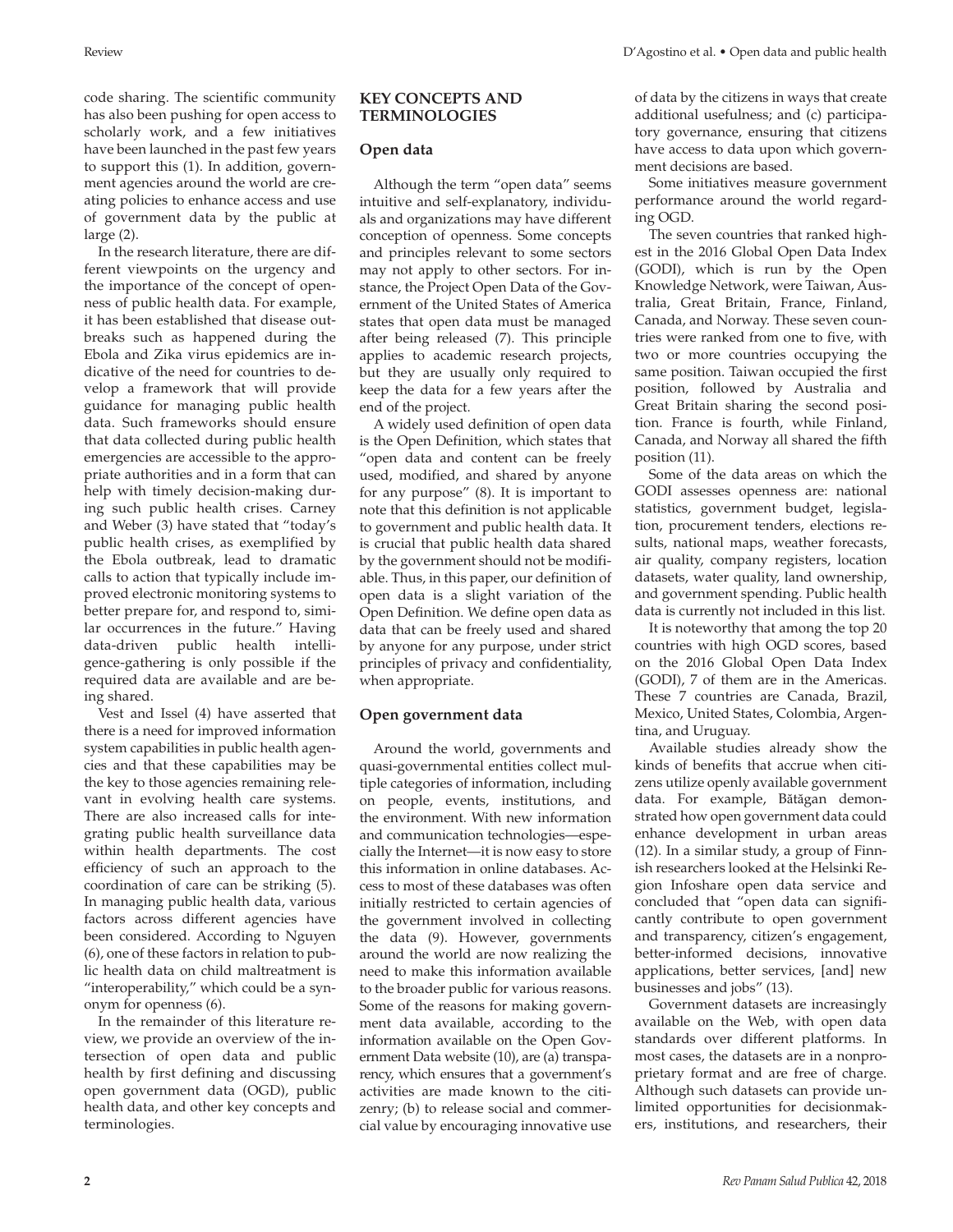code sharing. The scientific community has also been pushing for open access to scholarly work, and a few initiatives have been launched in the past few years to support this (1). In addition, government agencies around the world are creating policies to enhance access and use of government data by the public at large (2).

In the research literature, there are different viewpoints on the urgency and the importance of the concept of openness of public health data. For example, it has been established that disease outbreaks such as happened during the Ebola and Zika virus epidemics are indicative of the need for countries to develop a framework that will provide guidance for managing public health data. Such frameworks should ensure that data collected during public health emergencies are accessible to the appropriate authorities and in a form that can help with timely decision-making during such public health crises. Carney and Weber (3) have stated that "today's public health crises, as exemplified by the Ebola outbreak, lead to dramatic calls to action that typically include improved electronic monitoring systems to better prepare for, and respond to, similar occurrences in the future." Having data-driven public health intelligence-gathering is only possible if the required data are available and are being shared.

Vest and Issel (4) have asserted that there is a need for improved information system capabilities in public health agencies and that these capabilities may be the key to those agencies remaining relevant in evolving health care systems. There are also increased calls for integrating public health surveillance data within health departments. The cost efficiency of such an approach to the coordination of care can be striking (5). In managing public health data, various factors across different agencies have been considered. According to Nguyen (6), one of these factors in relation to public health data on child maltreatment is "interoperability," which could be a synonym for openness (6).

In the remainder of this literature review, we provide an overview of the intersection of open data and public health by first defining and discussing open government data (OGD), public health data, and other key concepts and terminologies.

## KEY CONCEPTS AND TERMINOLOGIES

### Open data

Although the term "open data" seems intuitive and self-explanatory, individuals and organizations may have different conception of openness. Some concepts and principles relevant to some sectors may not apply to other sectors. For instance, the Project Open Data of the Government of the United States of America states that open data must be managed after being released (7). This principle applies to academic research projects, but they are usually only required to keep the data for a few years after the end of the project.

A widely used definition of open data is the Open Definition, which states that "open data and content can be freely used, modified, and shared by anyone for any purpose" (8). It is important to note that this definition is not applicable to government and public health data. It is crucial that public health data shared by the government should not be modifiable. Thus, in this paper, our definition of open data is a slight variation of the Open Definition. We define open data as data that can be freely used and shared by anyone for any purpose, under strict principles of privacy and confidentiality, when appropriate.

### Open government data

Around the world, governments and quasi-governmental entities collect multiple categories of information, including on people, events, institutions, and the environment. With new information and communication technologies—especially the Internet—it is now easy to store this information in online databases. Access to most of these databases was often initially restricted to certain agencies of the government involved in collecting the data (9). However, governments around the world are now realizing the need to make this information available to the broader public for various reasons. Some of the reasons for making government data available, according to the information available on the Open Government Data website (10), are (a) transparency, which ensures that a government's activities are made known to the citizenry; (b) to release social and commercial value by encouraging innovative use of data by the citizens in ways that create additional usefulness; and (c) participatory governance, ensuring that citizens have access to data upon which government decisions are based.

Some initiatives measure government performance around the world regarding OGD.

The seven countries that ranked highest in the 2016 Global Open Data Index (GODI), which is run by the Open Knowledge Network, were Taiwan, Australia, Great Britain, France, Finland, Canada, and Norway. These seven countries were ranked from one to five, with two or more countries occupying the same position. Taiwan occupied the first position, followed by Australia and Great Britain sharing the second position. France is fourth, while Finland, Canada, and Norway all shared the fifth position (11).

Some of the data areas on which the GODI assesses openness are: national statistics, government budget, legislation, procurement tenders, elections results, national maps, weather forecasts, air quality, company registers, location datasets, water quality, land ownership, and government spending. Public health data is currently not included in this list.

It is noteworthy that among the top 20 countries with high OGD scores, based on the 2016 Global Open Data Index (GODI), 7 of them are in the Americas. These 7 countries are Canada, Brazil, Mexico, United States, Colombia, Argentina, and Uruguay.

Available studies already show the kinds of benefits that accrue when citizens utilize openly available government data. For example, Bătăgan demonstrated how open government data could enhance development in urban areas (12). In a similar study, a group of Finnish researchers looked at the Helsinki Region Infoshare open data service and concluded that "open data can significantly contribute to open government and transparency, citizen's engagement, better-informed decisions, innovative applications, better services, [and] new businesses and jobs" (13).

Government datasets are increasingly available on the Web, with open data standards over different platforms. In most cases, the datasets are in a nonproprietary format and are free of charge. Although such datasets can provide unlimited opportunities for decisionmakers, institutions, and researchers, their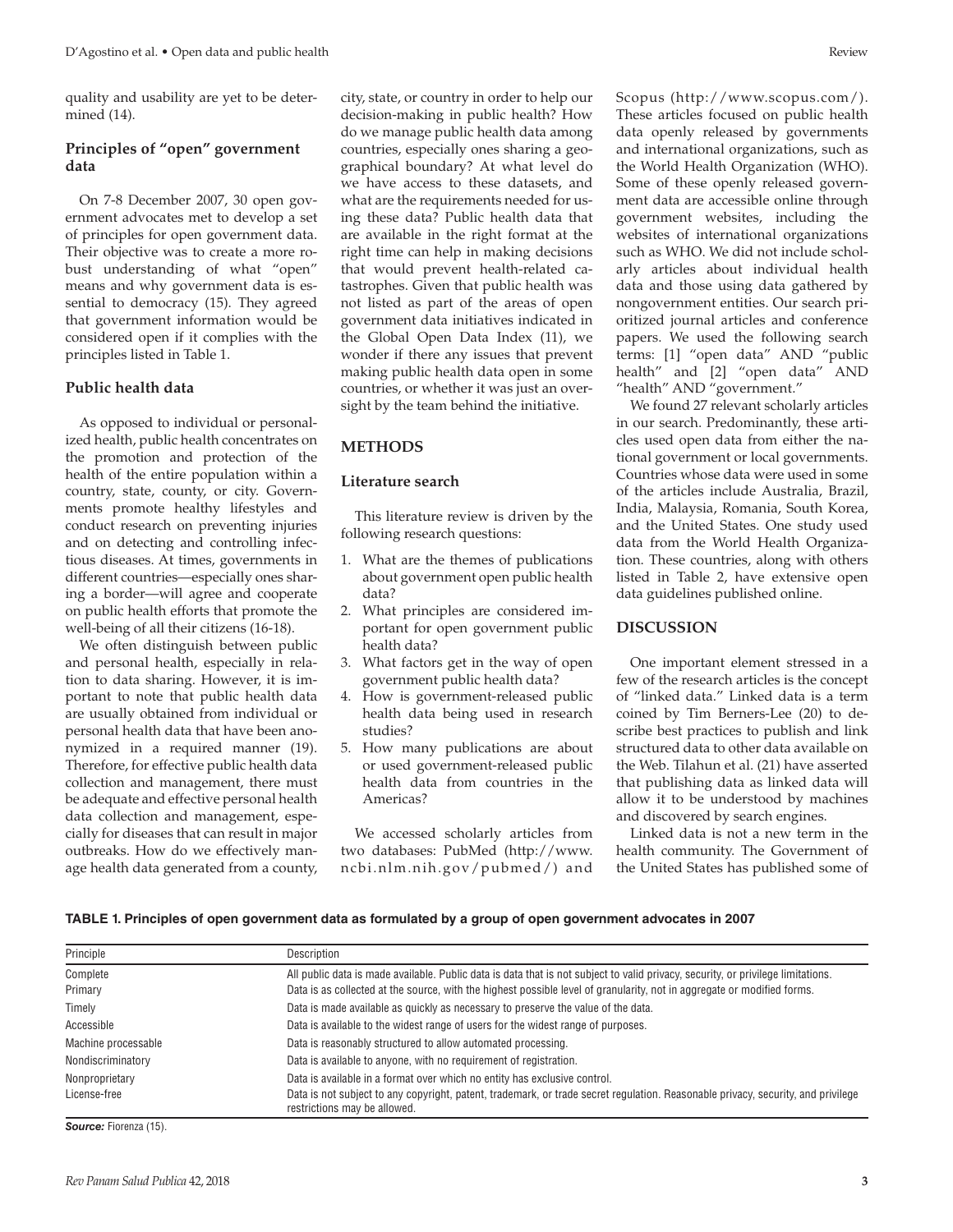quality and usability are yet to be determined (14).

### Principles of "open" government data

On 7-8 December 2007, 30 open government advocates met to develop a set of principles for open government data. Their objective was to create a more robust understanding of what "open" means and why government data is essential to democracy (15). They agreed that government information would be considered open if it complies with the principles listed in Table 1.

### Public health data

As opposed to individual or personalized health, public health concentrates on the promotion and protection of the health of the entire population within a country, state, county, or city. Governments promote healthy lifestyles and conduct research on preventing injuries and on detecting and controlling infectious diseases. At times, governments in different countries—especially ones sharing a border—will agree and cooperate on public health efforts that promote the well-being of all their citizens (16-18).

We often distinguish between public and personal health, especially in relation to data sharing. However, it is important to note that public health data are usually obtained from individual or personal health data that have been anonymized in a required manner (19). Therefore, for effective public health data collection and management, there must be adequate and effective personal health data collection and management, especially for diseases that can result in major outbreaks. How do we effectively manage health data generated from a county, city, state, or country in order to help our decision-making in public health? How do we manage public health data among countries, especially ones sharing a geographical boundary? At what level do we have access to these datasets, and what are the requirements needed for using these data? Public health data that are available in the right format at the right time can help in making decisions that would prevent health-related catastrophes. Given that public health was not listed as part of the areas of open government data initiatives indicated in the Global Open Data Index (11), we wonder if there any issues that prevent making public health data open in some countries, or whether it was just an oversight by the team behind the initiative.

## METHODS

### Literature search

This literature review is driven by the following research questions:

1. What are the themes of publications about government open public health data?
2. What principles are considered important for open government public health data?
3. What factors get in the way of open government public health data?
4. How is government-released public health data being used in research studies?
5. How many publications are about or used government-released public health data from countries in the Americas?

We accessed scholarly articles from two databases: PubMed (http://www.ncbi.nlm.nih.gov/pubmed/) and Scopus (http://www.scopus.com/). These articles focused on public health data openly released by governments and international organizations, such as the World Health Organization (WHO). Some of these openly released government data are accessible online through government websites, including the websites of international organizations such as WHO. We did not include scholarly articles about individual health data and those using data gathered by nongovernment entities. Our search prioritized journal articles and conference papers. We used the following search terms: [1] "open data" AND "public health" and [2] "open data" AND "health" AND "government."

We found 27 relevant scholarly articles in our search. Predominantly, these articles used open data from either the national government or local governments. Countries whose data were used in some of the articles include Australia, Brazil, India, Malaysia, Romania, South Korea, and the United States. One study used data from the World Health Organization. These countries, along with others listed in Table 2, have extensive open data guidelines published online.

## DISCUSSION

One important element stressed in a few of the research articles is the concept of "linked data." Linked data is a term coined by Tim Berners-Lee (20) to describe best practices to publish and link structured data to other data available on the Web. Tilahun et al. (21) have asserted that publishing data as linked data will allow it to be understood by machines and discovered by search engines.

Linked data is not a new term in the health community. The Government of the United States has published some of

**TABLE 1. Principles of open government data as formulated by a group of open government advocates in 2007**

| Principle | Description |
|---|---|
| Complete | All public data is made available. Public data is data that is not subject to valid privacy, security, or privilege limitations. |
| Primary | Data is as collected at the source, with the highest possible level of granularity, not in aggregate or modified forms. |
| Timely | Data is made available as quickly as necessary to preserve the value of the data. |
| Accessible | Data is available to the widest range of users for the widest range of purposes. |
| Machine processable | Data is reasonably structured to allow automated processing. |
| Nondiscriminatory | Data is available to anyone, with no requirement of registration. |
| Nonproprietary | Data is available in a format over which no entity has exclusive control. |
| License-free | Data is not subject to any copyright, patent, trademark, or trade secret regulation. Reasonable privacy, security, and privilege restrictions may be allowed. |

***Source:*** Fiorenza (15).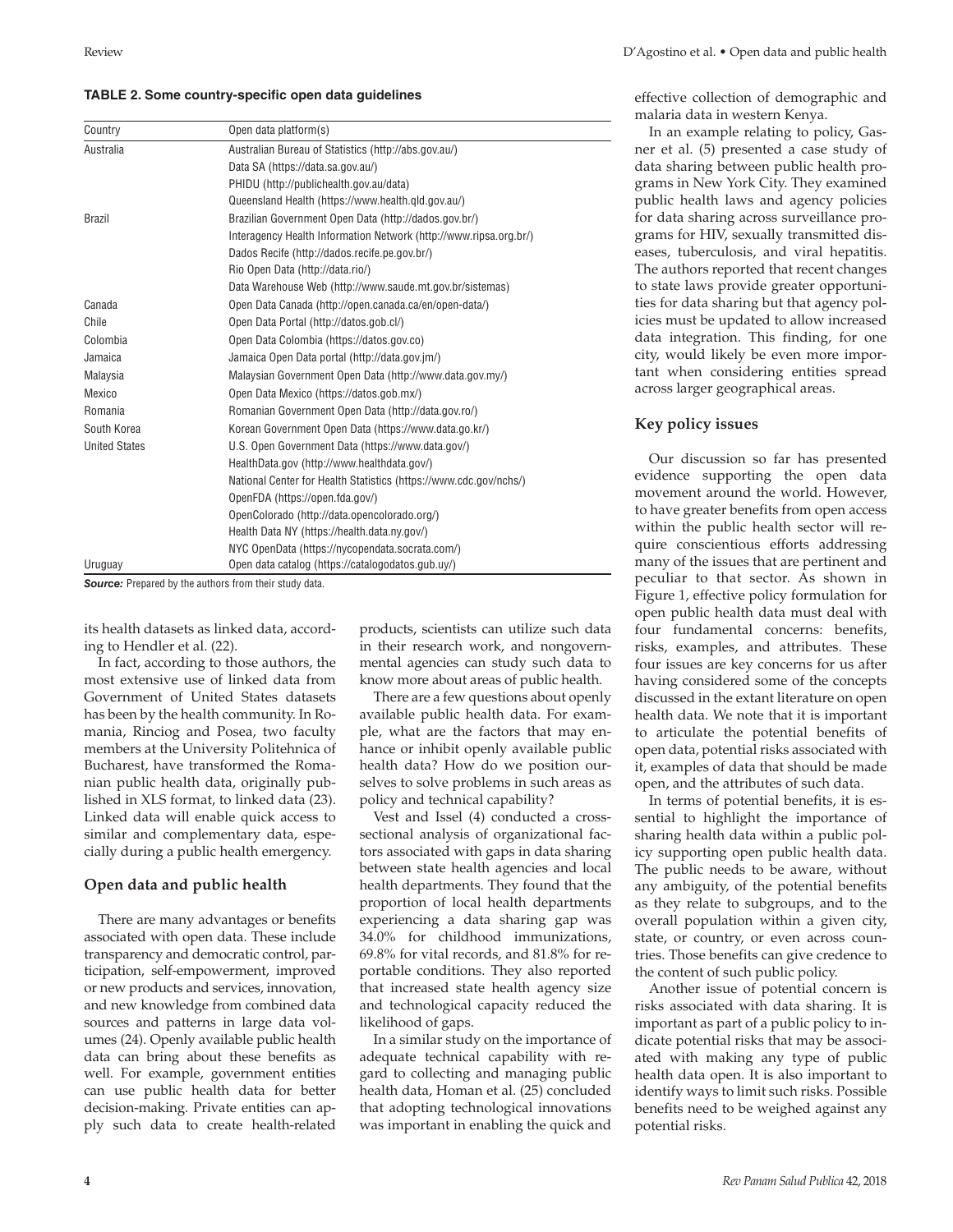**TABLE 2. Some country-specific open data guidelines**

| Country | Open data platform(s) |
|---|---|
| Australia | Australian Bureau of Statistics (http://abs.gov.au/) |
| | Data SA (https://data.sa.gov.au/) |
| | PHIDU (http://publichealth.gov.au/data) |
| | Queensland Health (https://www.health.qld.gov.au/) |
| Brazil | Brazilian Government Open Data (http://dados.gov.br/) |
| | Interagency Health Information Network (http://www.ripsa.org.br/) |
| | Dados Recife (http://dados.recife.pe.gov.br/) |
| | Rio Open Data (http://data.rio/) |
| | Data Warehouse Web (http://www.saude.mt.gov.br/sistemas) |
| Canada | Open Data Canada (http://open.canada.ca/en/open-data/) |
| Chile | Open Data Portal (http://datos.gob.cl/) |
| Colombia | Open Data Colombia (https://datos.gov.co) |
| Jamaica | Jamaica Open Data portal (http://data.gov.jm/) |
| Malaysia | Malaysian Government Open Data (http://www.data.gov.my/) |
| Mexico | Open Data Mexico (https://datos.gob.mx/) |
| Romania | Romanian Government Open Data (http://data.gov.ro/) |
| South Korea | Korean Government Open Data (https://www.data.go.kr/) |
| United States | U.S. Open Government Data (https://www.data.gov/) |
| | HealthData.gov (http://www.healthdata.gov/) |
| | National Center for Health Statistics (https://www.cdc.gov/nchs/) |
| | OpenFDA (https://open.fda.gov/) |
| | OpenColorado (http://data.opencolorado.org/) |
| | Health Data NY (https://health.data.ny.gov/) |
| | NYC OpenData (https://nycopendata.socrata.com/) |
| Uruguay | Open data catalog (https://catalogodatos.gub.uy/) |

***Source:*** Prepared by the authors from their study data.

its health datasets as linked data, according to Hendler et al. (22).

In fact, according to those authors, the most extensive use of linked data from Government of United States datasets has been by the health community. In Romania, Rinciog and Posea, two faculty members at the University Politehnica of Bucharest, have transformed the Romanian public health data, originally published in XLS format, to linked data (23). Linked data will enable quick access to similar and complementary data, especially during a public health emergency.

## Open data and public health

There are many advantages or benefits associated with open data. These include transparency and democratic control, participation, self-empowerment, improved or new products and services, innovation, and new knowledge from combined data sources and patterns in large data volumes (24). Openly available public health data can bring about these benefits as well. For example, government entities can use public health data for better decision-making. Private entities can apply such data to create health-related products, scientists can utilize such data in their research work, and nongovernmental agencies can study such data to know more about areas of public health.

There are a few questions about openly available public health data. For example, what are the factors that may enhance or inhibit openly available public health data? How do we position ourselves to solve problems in such areas as policy and technical capability?

Vest and Issel (4) conducted a cross-sectional analysis of organizational factors associated with gaps in data sharing between state health agencies and local health departments. They found that the proportion of local health departments experiencing a data sharing gap was 34.0% for childhood immunizations, 69.8% for vital records, and 81.8% for reportable conditions. They also reported that increased state health agency size and technological capacity reduced the likelihood of gaps.

In a similar study on the importance of adequate technical capability with regard to collecting and managing public health data, Homan et al. (25) concluded that adopting technological innovations was important in enabling the quick and effective collection of demographic and malaria data in western Kenya.

In an example relating to policy, Gasner et al. (5) presented a case study of data sharing between public health programs in New York City. They examined public health laws and agency policies for data sharing across surveillance programs for HIV, sexually transmitted diseases, tuberculosis, and viral hepatitis. The authors reported that recent changes to state laws provide greater opportunities for data sharing but that agency policies must be updated to allow increased data integration. This finding, for one city, would likely be even more important when considering entities spread across larger geographical areas.

## Key policy issues

Our discussion so far has presented evidence supporting the open data movement around the world. However, to have greater benefits from open access within the public health sector will require conscientious efforts addressing many of the issues that are pertinent and peculiar to that sector. As shown in Figure 1, effective policy formulation for open public health data must deal with four fundamental concerns: benefits, risks, examples, and attributes. These four issues are key concerns for us after having considered some of the concepts discussed in the extant literature on open health data. We note that it is important to articulate the potential benefits of open data, potential risks associated with it, examples of data that should be made open, and the attributes of such data.

In terms of potential benefits, it is essential to highlight the importance of sharing health data within a public policy supporting open public health data. The public needs to be aware, without any ambiguity, of the potential benefits as they relate to subgroups, and to the overall population within a given city, state, or country, or even across countries. Those benefits can give credence to the content of such public policy.

Another issue of potential concern is risks associated with data sharing. It is important as part of a public policy to indicate potential risks that may be associated with making any type of public health data open. It is also important to identify ways to limit such risks. Possible benefits need to be weighed against any potential risks.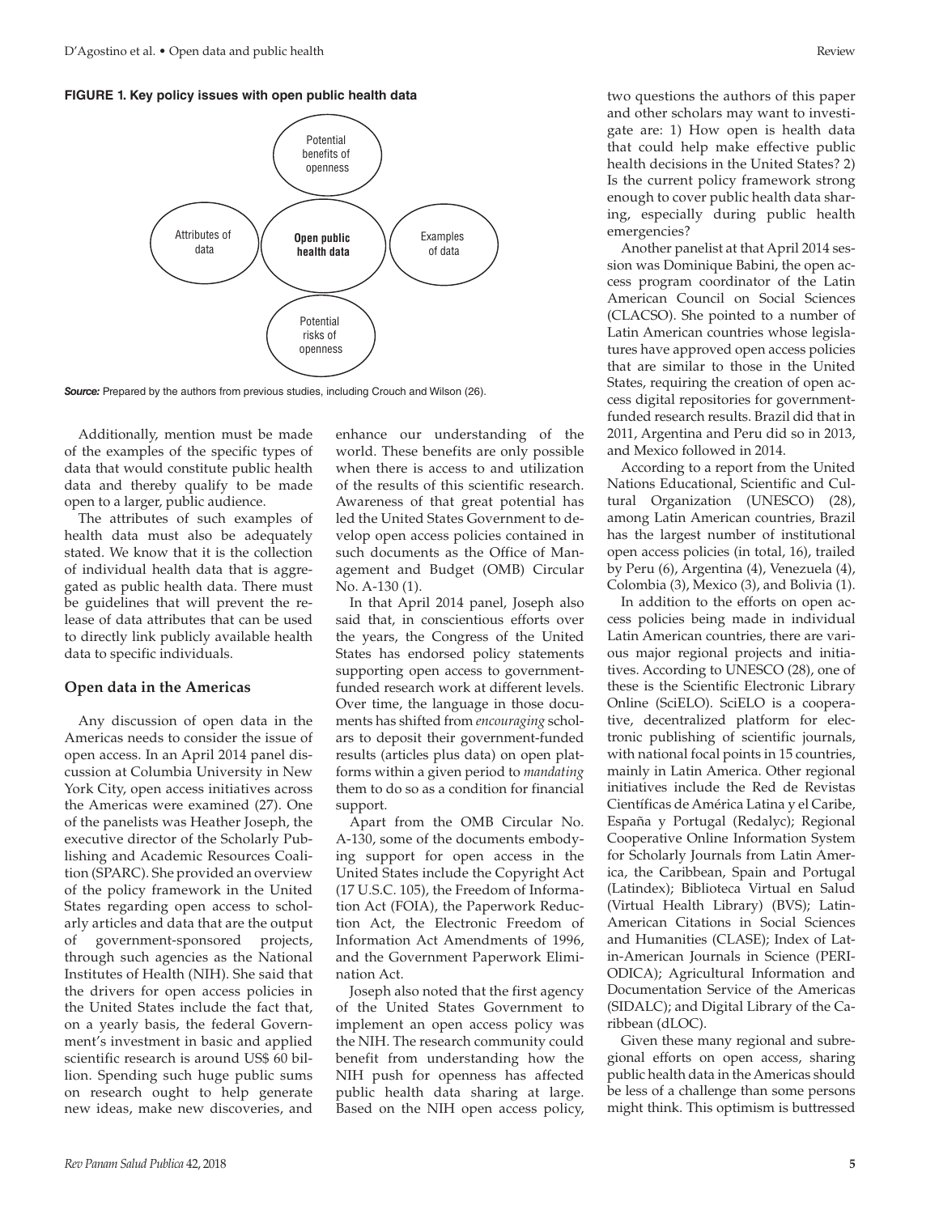**FIGURE 1. Key policy issues with open public health data**

Potential benefits of openness

Attributes of data

**Open public health data**

Examples of data

Potential risks of openness

***Source:*** Prepared by the authors from previous studies, including Crouch and Wilson (26).

Additionally, mention must be made of the examples of the specific types of data that would constitute public health data and thereby qualify to be made open to a larger, public audience.

The attributes of such examples of health data must also be adequately stated. We know that it is the collection of individual health data that is aggregated as public health data. There must be guidelines that will prevent the release of data attributes that can be used to directly link publicly available health data to specific individuals.

## Open data in the Americas

Any discussion of open data in the Americas needs to consider the issue of open access. In an April 2014 panel discussion at Columbia University in New York City, open access initiatives across the Americas were examined (27). One of the panelists was Heather Joseph, the executive director of the Scholarly Publishing and Academic Resources Coalition (SPARC). She provided an overview of the policy framework in the United States regarding open access to scholarly articles and data that are the output of government-sponsored projects, through such agencies as the National Institutes of Health (NIH). She said that the drivers for open access policies in the United States include the fact that, on a yearly basis, the federal Government's investment in basic and applied scientific research is around US$ 60 billion. Spending such huge public sums on research ought to help generate new ideas, make new discoveries, and enhance our understanding of the world. These benefits are only possible when there is access to and utilization of the results of this scientific research. Awareness of that great potential has led the United States Government to develop open access policies contained in such documents as the Office of Management and Budget (OMB) Circular No. A-130 (1).

In that April 2014 panel, Joseph also said that, in conscientious efforts over the years, the Congress of the United States has endorsed policy statements supporting open access to government-funded research work at different levels. Over time, the language in those documents has shifted from *encouraging* scholars to deposit their government-funded results (articles plus data) on open platforms within a given period to *mandating* them to do so as a condition for financial support.

Apart from the OMB Circular No. A-130, some of the documents embodying support for open access in the United States include the Copyright Act (17 U.S.C. 105), the Freedom of Information Act (FOIA), the Paperwork Reduction Act, the Electronic Freedom of Information Act Amendments of 1996, and the Government Paperwork Elimination Act.

Joseph also noted that the first agency of the United States Government to implement an open access policy was the NIH. The research community could benefit from understanding how the NIH push for openness has affected public health data sharing at large. Based on the NIH open access policy, two questions the authors of this paper and other scholars may want to investigate are: 1) How open is health data that could help make effective public health decisions in the United States? 2) Is the current policy framework strong enough to cover public health data sharing, especially during public health emergencies?

Another panelist at that April 2014 session was Dominique Babini, the open access program coordinator of the Latin American Council on Social Sciences (CLACSO). She pointed to a number of Latin American countries whose legislatures have approved open access policies that are similar to those in the United States, requiring the creation of open access digital repositories for government-funded research results. Brazil did that in 2011, Argentina and Peru did so in 2013, and Mexico followed in 2014.

According to a report from the United Nations Educational, Scientific and Cultural Organization (UNESCO) (28), among Latin American countries, Brazil has the largest number of institutional open access policies (in total, 16), trailed by Peru (6), Argentina (4), Venezuela (4), Colombia (3), Mexico (3), and Bolivia (1).

In addition to the efforts on open access policies being made in individual Latin American countries, there are various major regional projects and initiatives. According to UNESCO (28), one of these is the Scientific Electronic Library Online (SciELO). SciELO is a cooperative, decentralized platform for electronic publishing of scientific journals, with national focal points in 15 countries, mainly in Latin America. Other regional initiatives include the Red de Revistas Científicas de América Latina y el Caribe, España y Portugal (Redalyc); Regional Cooperative Online Information System for Scholarly Journals from Latin America, the Caribbean, Spain and Portugal (Latindex); Biblioteca Virtual en Salud (Virtual Health Library) (BVS); Latin-American Citations in Social Sciences and Humanities (CLASE); Index of Latin-American Journals in Science (PERIODICA); Agricultural Information and Documentation Service of the Americas (SIDALC); and Digital Library of the Caribbean (dLOC).

Given these many regional and subregional efforts on open access, sharing public health data in the Americas should be less of a challenge than some persons might think. This optimism is buttressed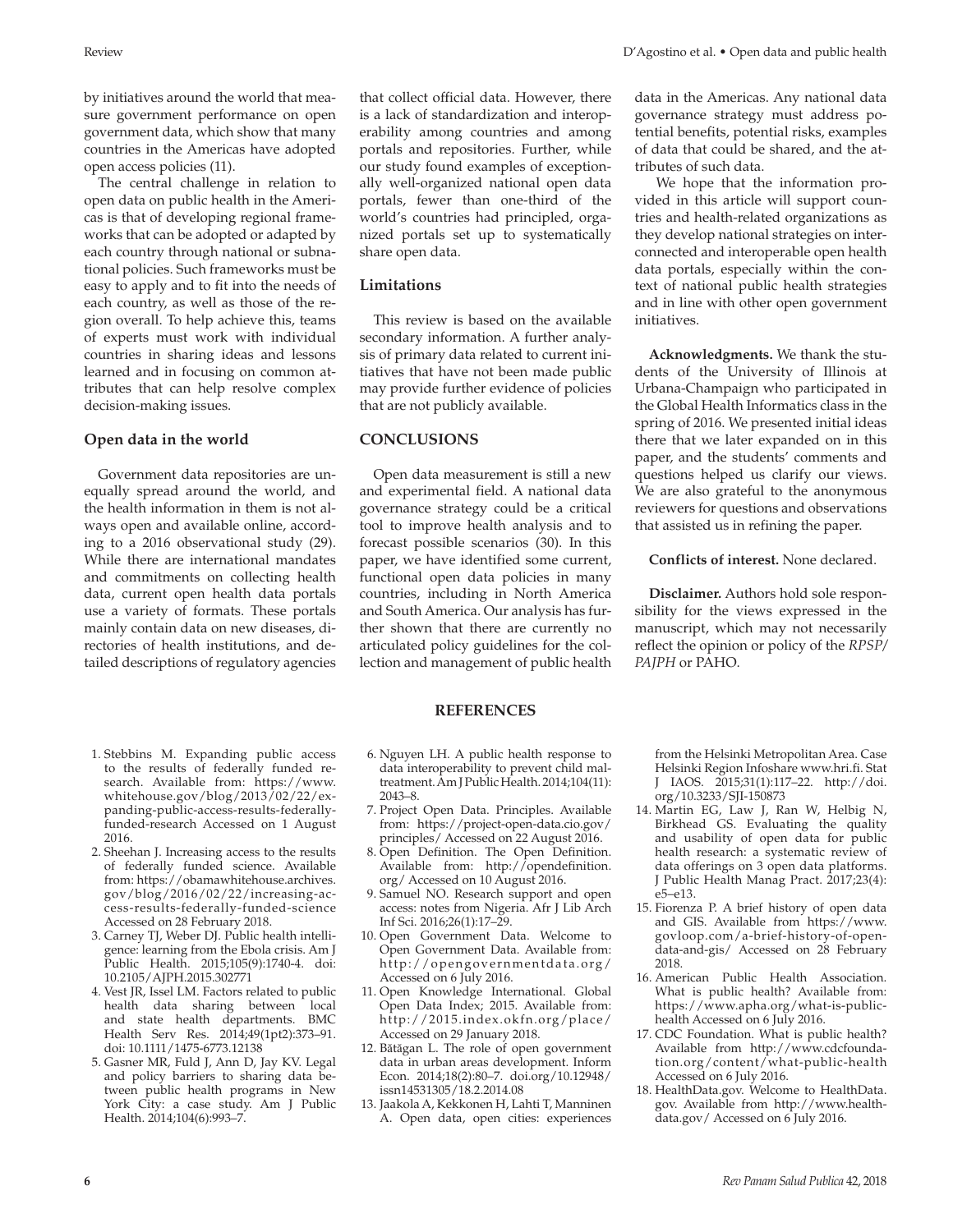by initiatives around the world that measure government performance on open government data, which show that many countries in the Americas have adopted open access policies (11).

The central challenge in relation to open data on public health in the Americas is that of developing regional frameworks that can be adopted or adapted by each country through national or subnational policies. Such frameworks must be easy to apply and to fit into the needs of each country, as well as those of the region overall. To help achieve this, teams of experts must work with individual countries in sharing ideas and lessons learned and in focusing on common attributes that can help resolve complex decision-making issues.

### Open data in the world

Government data repositories are unequally spread around the world, and the health information in them is not always open and available online, according to a 2016 observational study (29). While there are international mandates and commitments on collecting health data, current open health data portals use a variety of formats. These portals mainly contain data on new diseases, directories of health institutions, and detailed descriptions of regulatory agencies that collect official data. However, there is a lack of standardization and interoperability among countries and among portals and repositories. Further, while our study found examples of exceptionally well-organized national open data portals, fewer than one-third of the world's countries had principled, organized portals set up to systematically share open data.

### Limitations

This review is based on the available secondary information. A further analysis of primary data related to current initiatives that have not been made public may provide further evidence of policies that are not publicly available.

## CONCLUSIONS

Open data measurement is still a new and experimental field. A national data governance strategy could be a critical tool to improve health analysis and to forecast possible scenarios (30). In this paper, we have identified some current, functional open data policies in many countries, including in North America and South America. Our analysis has further shown that there are currently no articulated policy guidelines for the collection and management of public health data in the Americas. Any national data governance strategy must address potential benefits, potential risks, examples of data that could be shared, and the attributes of such data.

We hope that the information provided in this article will support countries and health-related organizations as they develop national strategies on interconnected and interoperable open health data portals, especially within the context of national public health strategies and in line with other open government initiatives.

**Acknowledgments.** We thank the students of the University of Illinois at Urbana-Champaign who participated in the Global Health Informatics class in the spring of 2016. We presented initial ideas there that we later expanded on in this paper, and the students' comments and questions helped us clarify our views. We are also grateful to the anonymous reviewers for questions and observations that assisted us in refining the paper.

**Conflicts of interest.** None declared.

**Disclaimer.** Authors hold sole responsibility for the views expressed in the manuscript, which may not necessarily reflect the opinion or policy of the *RPSP/PAJPH* or PAHO.

## REFERENCES

1. Stebbins M. Expanding public access to the results of federally funded research. Available from: https://www.whitehouse.gov/blog/2013/02/22/expanding-public-access-results-federally-funded-research Accessed on 1 August 2016.
2. Sheehan J. Increasing access to the results of federally funded science. Available from: https://obamawhitehouse.archives.gov/blog/2016/02/22/increasing-access-results-federally-funded-science Accessed on 28 February 2018.
3. Carney TJ, Weber DJ. Public health intelligence: learning from the Ebola crisis. Am J Public Health. 2015;105(9):1740-4. doi: 10.2105/AJPH.2015.302771
4. Vest JR, Issel LM. Factors related to public health data sharing between local and state health departments. BMC Health Serv Res. 2014;49(1pt2):373–91. doi: 10.1111/1475-6773.12138
5. Gasner MR, Fuld J, Ann D, Jay KV. Legal and policy barriers to sharing data between public health programs in New York City: a case study. Am J Public Health. 2014;104(6):993–7.
6. Nguyen LH. A public health response to data interoperability to prevent child maltreatment. Am J Public Health. 2014;104(11): 2043–8.
7. Project Open Data. Principles. Available from: https://project-open-data.cio.gov/principles/ Accessed on 22 August 2016.
8. Open Definition. The Open Definition. Available from: http://opendefinition.org/ Accessed on 10 August 2016.
9. Samuel NO. Research support and open access: notes from Nigeria. Afr J Lib Arch Inf Sci. 2016;26(1):17–29.
10. Open Government Data. Welcome to Open Government Data. Available from: http://opengovernmentdata.org/ Accessed on 6 July 2016.
11. Open Knowledge International. Global Open Data Index; 2015. Available from: http://2015.index.okfn.org/place/ Accessed on 29 January 2018.
12. Bătăgan L. The role of open government data in urban areas development. Inform Econ. 2014;18(2):80–7. doi.org/10.12948/issn14531305/18.2.2014.08
13. Jaakola A, Kekkonen H, Lahti T, Manninen A. Open data, open cities: experiences from the Helsinki Metropolitan Area. Case Helsinki Region Infoshare www.hri.fi. Stat J IAOS. 2015;31(1):117–22. http://doi.org/10.3233/SJI-150873
14. Martin EG, Law J, Ran W, Helbig N, Birkhead GS. Evaluating the quality and usability of open data for public health research: a systematic review of data offerings on 3 open data platforms. J Public Health Manag Pract. 2017;23(4): e5–e13.
15. Fiorenza P. A brief history of open data and GIS. Available from https://www.govloop.com/a-brief-history-of-open-data-and-gis/ Accessed on 28 February 2018.
16. American Public Health Association. What is public health? Available from: https://www.apha.org/what-is-public-health Accessed on 6 July 2016.
17. CDC Foundation. What is public health? Available from http://www.cdcfoundation.org/content/what-public-health Accessed on 6 July 2016.
18. HealthData.gov. Welcome to HealthData.gov. Available from http://www.healthdata.gov/ Accessed on 6 July 2016.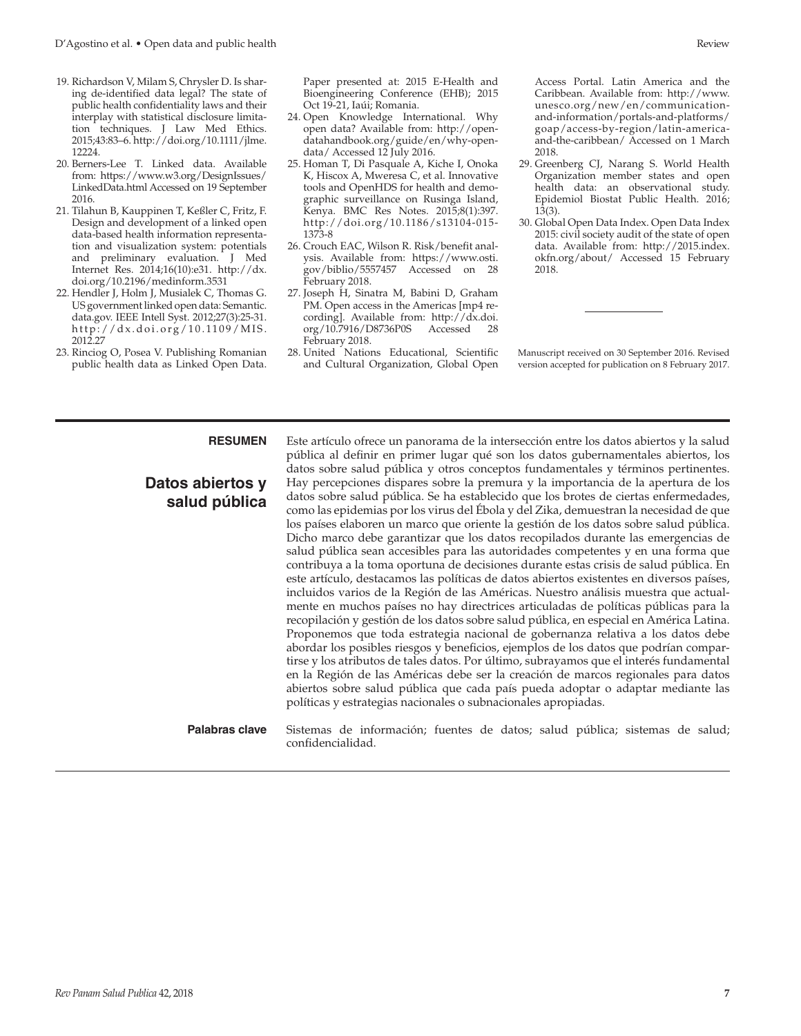19. Richardson V, Milam S, Chrysler D. Is sharing de-identified data legal? The state of public health confidentiality laws and their interplay with statistical disclosure limitation techniques. J Law Med Ethics. 2015;43:83–6. http://doi.org/10.1111/jlme.12224.
20. Berners-Lee T. Linked data. Available from: https://www.w3.org/DesignIssues/LinkedData.html Accessed on 19 September 2016.
21. Tilahun B, Kauppinen T, Keßler C, Fritz, F. Design and development of a linked open data-based health information representation and visualization system: potentials and preliminary evaluation. J Med Internet Res. 2014;16(10):e31. http://dx.doi.org/10.2196/medinform.3531
22. Hendler J, Holm J, Musialek C, Thomas G. US government linked open data: Semantic.data.gov. IEEE Intell Syst. 2012;27(3):25-31. http://dx.doi.org/10.1109/MIS.2012.27
23. Rinciog O, Posea V. Publishing Romanian public health data as Linked Open Data. Paper presented at: 2015 E-Health and Bioengineering Conference (EHB); 2015 Oct 19-21, Iaúi; Romania.
24. Open Knowledge International. Why open data? Available from: http://opendatahandbook.org/guide/en/why-open-data/ Accessed 12 July 2016.
25. Homan T, Di Pasquale A, Kiche I, Onoka K, Hiscox A, Mweresa C, et al. Innovative tools and OpenHDS for health and demographic surveillance on Rusinga Island, Kenya. BMC Res Notes. 2015;8(1):397. http://doi.org/10.1186/s13104-015-1373-8
26. Crouch EAC, Wilson R. Risk/benefit analysis. Available from: https://www.osti.gov/biblio/5557457 Accessed on 28 February 2018.
27. Joseph H, Sinatra M, Babini D, Graham PM. Open access in the Americas [mp4 recording]. Available from: http://dx.doi.org/10.7916/D8736P0S Accessed 28 February 2018.
28. United Nations Educational, Scientific and Cultural Organization, Global Open Access Portal. Latin America and the Caribbean. Available from: http://www.unesco.org/new/en/communication-and-information/portals-and-platforms/goap/access-by-region/latin-america-and-the-caribbean/ Accessed on 1 March 2018.
29. Greenberg CJ, Narang S. World Health Organization member states and open health data: an observational study. Epidemiol Biostat Public Health. 2016; 13(3).
30. Global Open Data Index. Open Data Index 2015: civil society audit of the state of open data. Available from: http://2015.index.okfn.org/about/ Accessed 15 February 2018.

Manuscript received on 30 September 2016. Revised version accepted for publication on 8 February 2017.

---

**RESUMEN**

## Datos abiertos y salud pública

Este artículo ofrece un panorama de la intersección entre los datos abiertos y la salud pública al definir en primer lugar qué son los datos gubernamentales abiertos, los datos sobre salud pública y otros conceptos fundamentales y términos pertinentes. Hay percepciones dispares sobre la premura y la importancia de la apertura de los datos sobre salud pública. Se ha establecido que los brotes de ciertas enfermedades, como las epidemias por los virus del Ébola y del Zika, demuestran la necesidad de que los países elaboren un marco que oriente la gestión de los datos sobre salud pública. Dicho marco debe garantizar que los datos recopilados durante las emergencias de salud pública sean accesibles para las autoridades competentes y en una forma que contribuya a la toma oportuna de decisiones durante estas crisis de salud pública. En este artículo, destacamos las políticas de datos abiertos existentes en diversos países, incluidos varios de la Región de las Américas. Nuestro análisis muestra que actualmente en muchos países no hay directrices articuladas de políticas públicas para la recopilación y gestión de los datos sobre salud pública, en especial en América Latina. Proponemos que toda estrategia nacional de gobernanza relativa a los datos debe abordar los posibles riesgos y beneficios, ejemplos de los datos que podrían compartirse y los atributos de tales datos. Por último, subrayamos que el interés fundamental en la Región de las Américas debe ser la creación de marcos regionales para datos abiertos sobre salud pública que cada país pueda adoptar o adaptar mediante las políticas y estrategias nacionales o subnacionales apropiadas.

**Palabras clave** Sistemas de información; fuentes de datos; salud pública; sistemas de salud; confidencialidad.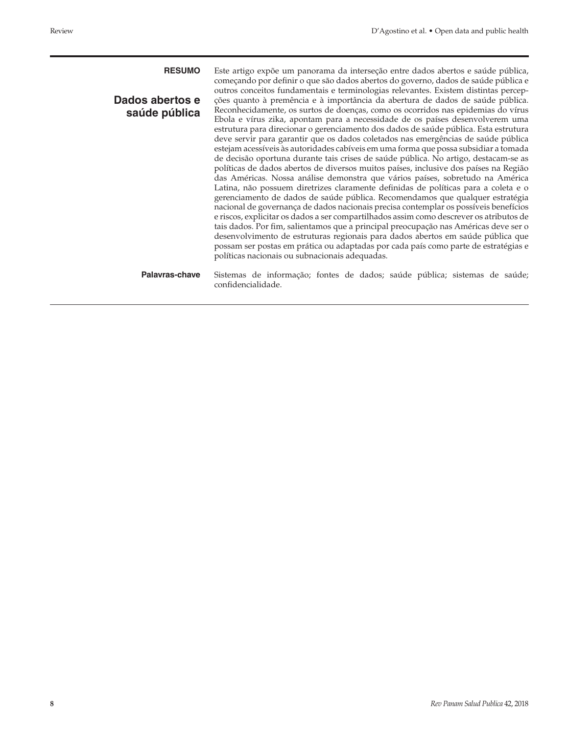**RESUMO**

## Dados abertos e saúde pública

Este artigo expõe um panorama da interseção entre dados abertos e saúde pública, começando por definir o que são dados abertos do governo, dados de saúde pública e outros conceitos fundamentais e terminologias relevantes. Existem distintas percepções quanto à premência e à importância da abertura de dados de saúde pública. Reconhecidamente, os surtos de doenças, como os ocorridos nas epidemias do vírus Ebola e vírus zika, apontam para a necessidade de os países desenvolverem uma estrutura para direcionar o gerenciamento dos dados de saúde pública. Esta estrutura deve servir para garantir que os dados coletados nas emergências de saúde pública estejam acessíveis às autoridades cabíveis em uma forma que possa subsidiar a tomada de decisão oportuna durante tais crises de saúde pública. No artigo, destacam-se as políticas de dados abertos de diversos muitos países, inclusive dos países na Região das Américas. Nossa análise demonstra que vários países, sobretudo na América Latina, não possuem diretrizes claramente definidas de políticas para a coleta e o gerenciamento de dados de saúde pública. Recomendamos que qualquer estratégia nacional de governança de dados nacionais precisa contemplar os possíveis benefícios e riscos, explicitar os dados a ser compartilhados assim como descrever os atributos de tais dados. Por fim, salientamos que a principal preocupação nas Américas deve ser o desenvolvimento de estruturas regionais para dados abertos em saúde pública que possam ser postas em prática ou adaptadas por cada país como parte de estratégias e políticas nacionais ou subnacionais adequadas.

**Palavras-chave** Sistemas de informação; fontes de dados; saúde pública; sistemas de saúde; confidencialidade.